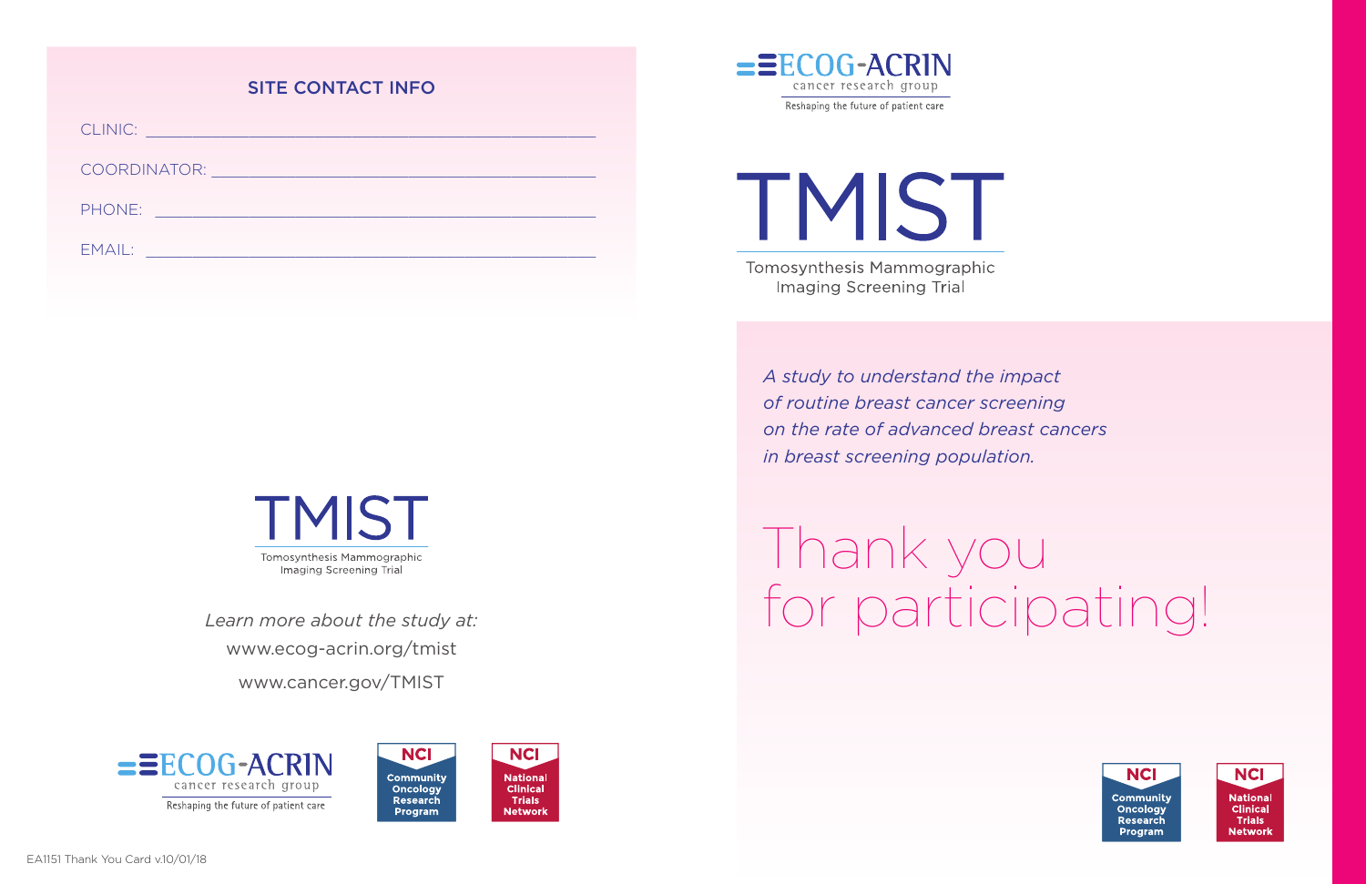## SITE CONTACT INFO

CLINIC: ______________________________

COORDINATOR: ______________________________

PHONE: ______________________________

EMAIL: ______________________________

TMIST

Tomosynthesis Mammographic Imaging Screening Trial

*Learn more about the study at:*

www.ecog-acrin.org/tmist

www.cancer.gov/TMIST

ECOG-ACRIN cancer research group

Reshaping the future of patient care

NCI Community Oncology Research Program

NCI National Clinical Trials Network

EA1151 Thank You Card v.10/01/18

ECOG-ACRIN cancer research group

Reshaping the future of patient care

# TMIST

Tomosynthesis Mammographic Imaging Screening Trial

*A study to understand the impact of routine breast cancer screening on the rate of advanced breast cancers in breast screening population.*

# Thank you for participating!

NCI Community Oncology Research Program

NCI National Clinical Trials Network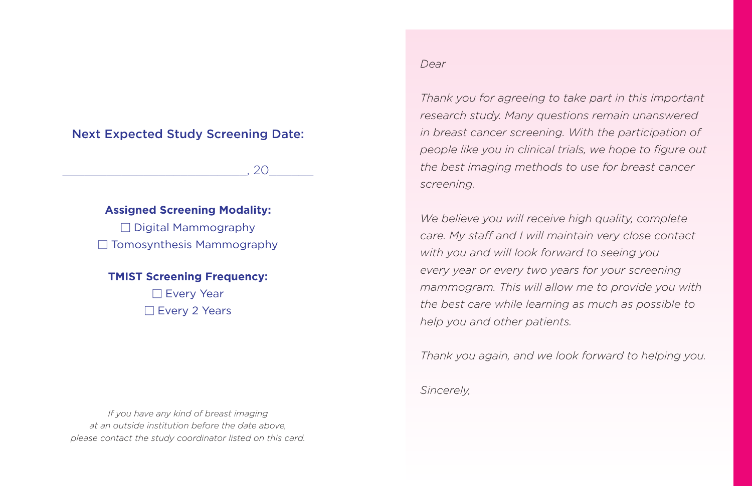## Next Expected Study Screening Date:

___________________________, 20_______

**Assigned Screening Modality:**

☐ Digital Mammography

☐ Tomosynthesis Mammography

**TMIST Screening Frequency:**

☐ Every Year

☐ Every 2 Years

*If you have any kind of breast imaging at an outside institution before the date above, please contact the study coordinator listed on this card.*

*Dear*

*Thank you for agreeing to take part in this important research study. Many questions remain unanswered in breast cancer screening. With the participation of people like you in clinical trials, we hope to figure out the best imaging methods to use for breast cancer screening.*

*We believe you will receive high quality, complete care. My staff and I will maintain very close contact with you and will look forward to seeing you every year or every two years for your screening mammogram. This will allow me to provide you with the best care while learning as much as possible to help you and other patients.*

*Thank you again, and we look forward to helping you.*

*Sincerely,*